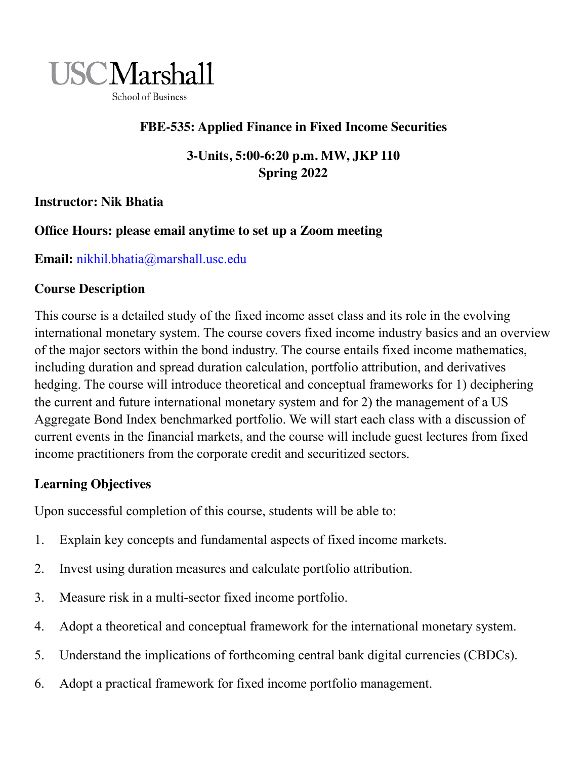USC Marshall
School of Business

# FBE-535: Applied Finance in Fixed Income Securities

**3-Units, 5:00-6:20 p.m. MW, JKP 110**
**Spring 2022**

**Instructor: Nik Bhatia**

**Office Hours: please email anytime to set up a Zoom meeting**

**Email:** nikhil.bhatia@marshall.usc.edu

## Course Description

This course is a detailed study of the fixed income asset class and its role in the evolving international monetary system. The course covers fixed income industry basics and an overview of the major sectors within the bond industry. The course entails fixed income mathematics, including duration and spread duration calculation, portfolio attribution, and derivatives hedging. The course will introduce theoretical and conceptual frameworks for 1) deciphering the current and future international monetary system and for 2) the management of a US Aggregate Bond Index benchmarked portfolio. We will start each class with a discussion of current events in the financial markets, and the course will include guest lectures from fixed income practitioners from the corporate credit and securitized sectors.

## Learning Objectives

Upon successful completion of this course, students will be able to:

1. Explain key concepts and fundamental aspects of fixed income markets.
2. Invest using duration measures and calculate portfolio attribution.
3. Measure risk in a multi-sector fixed income portfolio.
4. Adopt a theoretical and conceptual framework for the international monetary system.
5. Understand the implications of forthcoming central bank digital currencies (CBDCs).
6. Adopt a practical framework for fixed income portfolio management.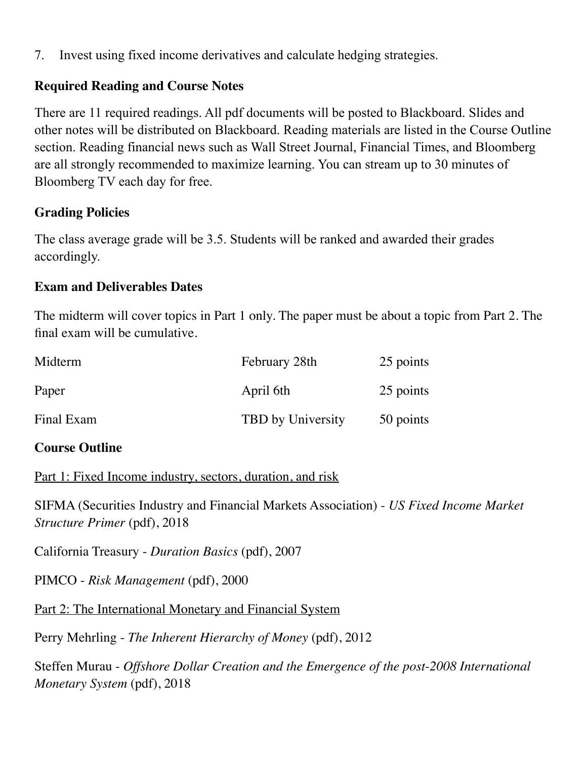7. Invest using fixed income derivatives and calculate hedging strategies.

**Required Reading and Course Notes**

There are 11 required readings. All pdf documents will be posted to Blackboard. Slides and other notes will be distributed on Blackboard. Reading materials are listed in the Course Outline section. Reading financial news such as Wall Street Journal, Financial Times, and Bloomberg are all strongly recommended to maximize learning. You can stream up to 30 minutes of Bloomberg TV each day for free.

**Grading Policies**

The class average grade will be 3.5. Students will be ranked and awarded their grades accordingly.

**Exam and Deliverables Dates**

The midterm will cover topics in Part 1 only. The paper must be about a topic from Part 2. The final exam will be cumulative.

| | | |
|---|---|---|
| Midterm | February 28th | 25 points |
| Paper | April 6th | 25 points |
| Final Exam | TBD by University | 50 points |

**Course Outline**

<u>Part 1: Fixed Income industry, sectors, duration, and risk</u>

SIFMA (Securities Industry and Financial Markets Association) - *US Fixed Income Market Structure Primer* (pdf), 2018

California Treasury - *Duration Basics* (pdf), 2007

PIMCO - *Risk Management* (pdf), 2000

<u>Part 2: The International Monetary and Financial System</u>

Perry Mehrling - *The Inherent Hierarchy of Money* (pdf), 2012

Steffen Murau - *Offshore Dollar Creation and the Emergence of the post-2008 International Monetary System* (pdf), 2018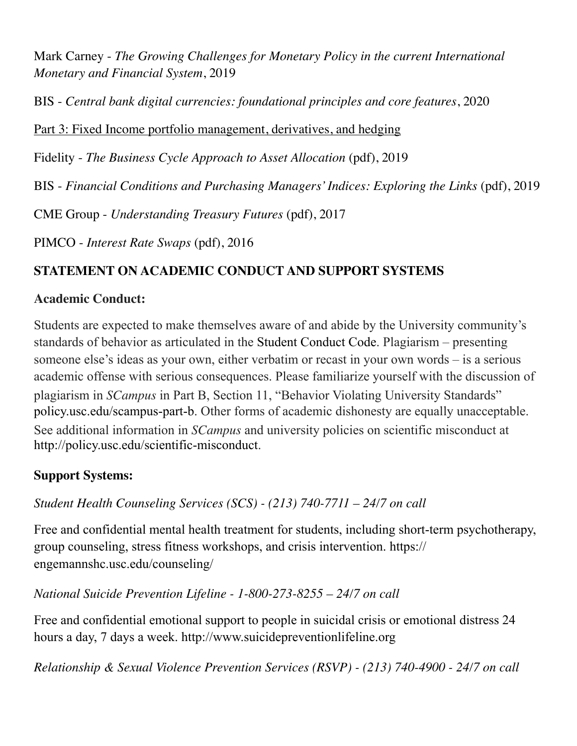Mark Carney - *The Growing Challenges for Monetary Policy in the current International Monetary and Financial System*, 2019

BIS - *Central bank digital currencies: foundational principles and core features*, 2020

<u>Part 3: Fixed Income portfolio management, derivatives, and hedging</u>

Fidelity - *The Business Cycle Approach to Asset Allocation* (pdf), 2019

BIS - *Financial Conditions and Purchasing Managers' Indices: Exploring the Links* (pdf), 2019

CME Group - *Understanding Treasury Futures* (pdf), 2017

PIMCO - *Interest Rate Swaps* (pdf), 2016

## STATEMENT ON ACADEMIC CONDUCT AND SUPPORT SYSTEMS

### Academic Conduct:

Students are expected to make themselves aware of and abide by the University community's standards of behavior as articulated in the Student Conduct Code. Plagiarism – presenting someone else's ideas as your own, either verbatim or recast in your own words – is a serious academic offense with serious consequences. Please familiarize yourself with the discussion of plagiarism in *SCampus* in Part B, Section 11, "Behavior Violating University Standards" policy.usc.edu/scampus-part-b. Other forms of academic dishonesty are equally unacceptable. See additional information in *SCampus* and university policies on scientific misconduct at http://policy.usc.edu/scientific-misconduct.

### Support Systems:

*Student Health Counseling Services (SCS) - (213) 740-7711 – 24/7 on call*

Free and confidential mental health treatment for students, including short-term psychotherapy, group counseling, stress fitness workshops, and crisis intervention. https://engemannshc.usc.edu/counseling/

*National Suicide Prevention Lifeline - 1-800-273-8255 – 24/7 on call*

Free and confidential emotional support to people in suicidal crisis or emotional distress 24 hours a day, 7 days a week. http://www.suicidepreventionlifeline.org

*Relationship & Sexual Violence Prevention Services (RSVP) - (213) 740-4900 - 24/7 on call*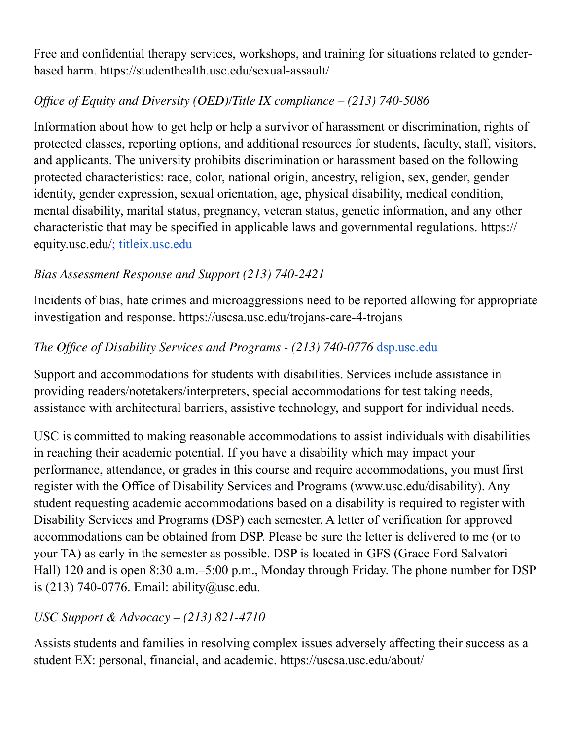Free and confidential therapy services, workshops, and training for situations related to gender-based harm. https://studenthealth.usc.edu/sexual-assault/

*Office of Equity and Diversity (OED)/Title IX compliance – (213) 740-5086*

Information about how to get help or help a survivor of harassment or discrimination, rights of protected classes, reporting options, and additional resources for students, faculty, staff, visitors, and applicants. The university prohibits discrimination or harassment based on the following protected characteristics: race, color, national origin, ancestry, religion, sex, gender, gender identity, gender expression, sexual orientation, age, physical disability, medical condition, mental disability, marital status, pregnancy, veteran status, genetic information, and any other characteristic that may be specified in applicable laws and governmental regulations. https://equity.usc.edu/; titleix.usc.edu

*Bias Assessment Response and Support (213) 740-2421*

Incidents of bias, hate crimes and microaggressions need to be reported allowing for appropriate investigation and response. https://uscsa.usc.edu/trojans-care-4-trojans

*The Office of Disability Services and Programs - (213) 740-0776* dsp.usc.edu

Support and accommodations for students with disabilities. Services include assistance in providing readers/notetakers/interpreters, special accommodations for test taking needs, assistance with architectural barriers, assistive technology, and support for individual needs.

USC is committed to making reasonable accommodations to assist individuals with disabilities in reaching their academic potential. If you have a disability which may impact your performance, attendance, or grades in this course and require accommodations, you must first register with the Office of Disability Services and Programs (www.usc.edu/disability). Any student requesting academic accommodations based on a disability is required to register with Disability Services and Programs (DSP) each semester. A letter of verification for approved accommodations can be obtained from DSP. Please be sure the letter is delivered to me (or to your TA) as early in the semester as possible. DSP is located in GFS (Grace Ford Salvatori Hall) 120 and is open 8:30 a.m.–5:00 p.m., Monday through Friday. The phone number for DSP is (213) 740-0776. Email: ability@usc.edu.

*USC Support & Advocacy – (213) 821-4710*

Assists students and families in resolving complex issues adversely affecting their success as a student EX: personal, financial, and academic. https://uscsa.usc.edu/about/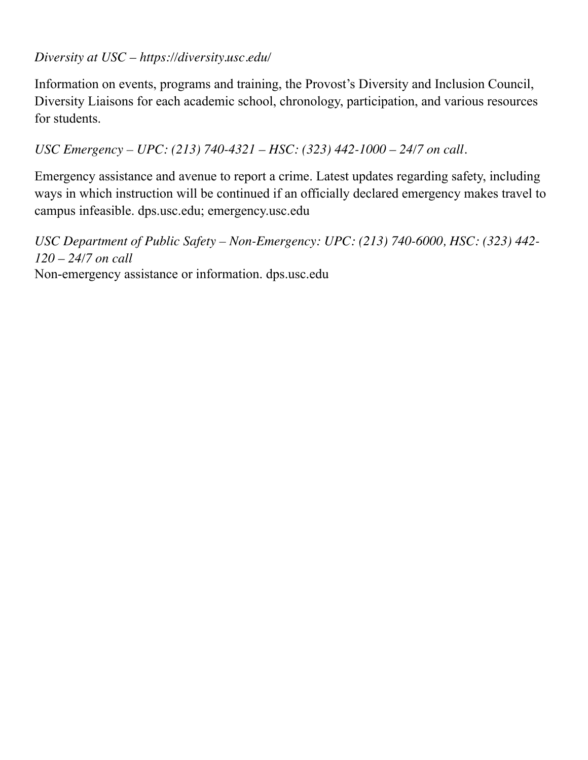*Diversity at USC – https://diversity.usc.edu/*

Information on events, programs and training, the Provost's Diversity and Inclusion Council, Diversity Liaisons for each academic school, chronology, participation, and various resources for students.

*USC Emergency – UPC: (213) 740-4321 – HSC: (323) 442-1000 – 24/7 on call*.

Emergency assistance and avenue to report a crime. Latest updates regarding safety, including ways in which instruction will be continued if an officially declared emergency makes travel to campus infeasible. dps.usc.edu; emergency.usc.edu

*USC Department of Public Safety – Non-Emergency: UPC: (213) 740-6000, HSC: (323) 442-120 – 24/7 on call*
Non-emergency assistance or information. dps.usc.edu